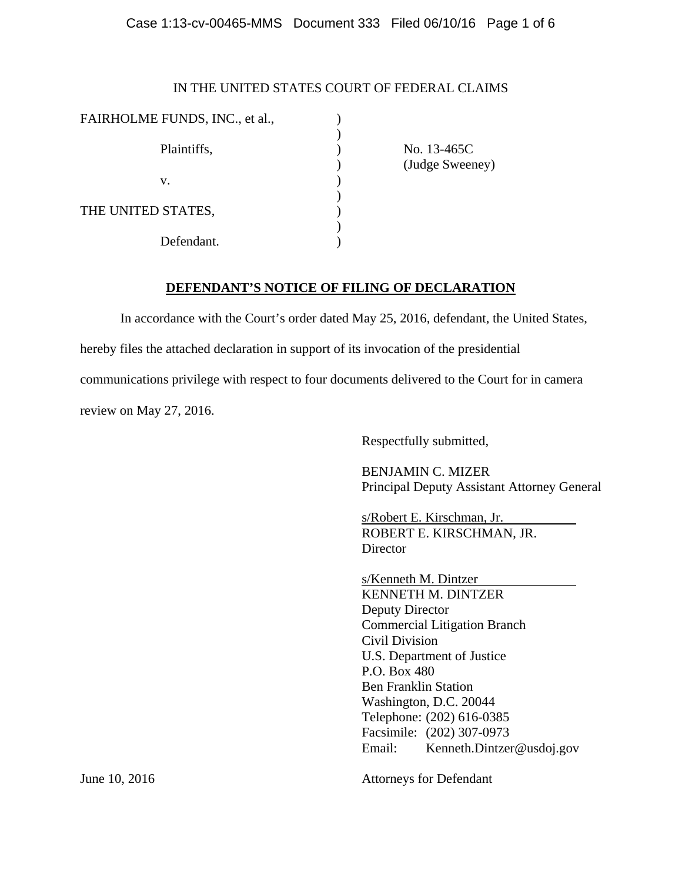IN THE UNITED STATES COURT OF FEDERAL CLAIMS

| | | |
|---|---|---|
| FAIRHOLME FUNDS, INC., et al., | ) | |
| | ) | |
| Plaintiffs, | ) | No. 13-465C |
| | ) | (Judge Sweeney) |
| v. | ) | |
| | ) | |
| THE UNITED STATES, | ) | |
| | ) | |
| Defendant. | ) | |

## **DEFENDANT'S NOTICE OF FILING OF DECLARATION**

In accordance with the Court's order dated May 25, 2016, defendant, the United States, hereby files the attached declaration in support of its invocation of the presidential communications privilege with respect to four documents delivered to the Court for in camera review on May 27, 2016.

Respectfully submitted,

BENJAMIN C. MIZER
Principal Deputy Assistant Attorney General

s/Robert E. Kirschman, Jr.
ROBERT E. KIRSCHMAN, JR.
Director

s/Kenneth M. Dintzer
KENNETH M. DINTZER
Deputy Director
Commercial Litigation Branch
Civil Division
U.S. Department of Justice
P.O. Box 480
Ben Franklin Station
Washington, D.C. 20044
Telephone: (202) 616-0385
Facsimile: (202) 307-0973
Email: Kenneth.Dintzer@usdoj.gov

June 10, 2016

Attorneys for Defendant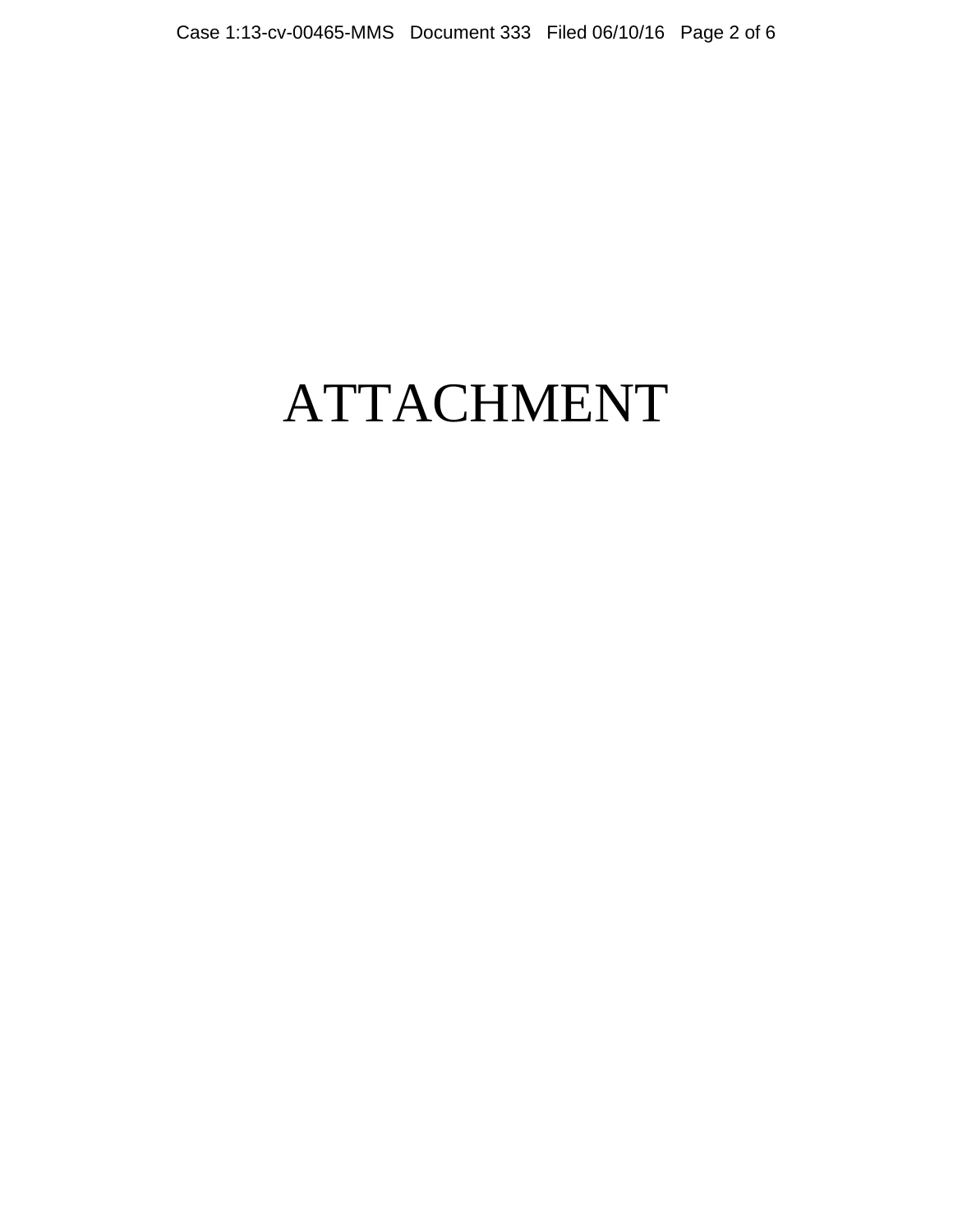# ATTACHMENT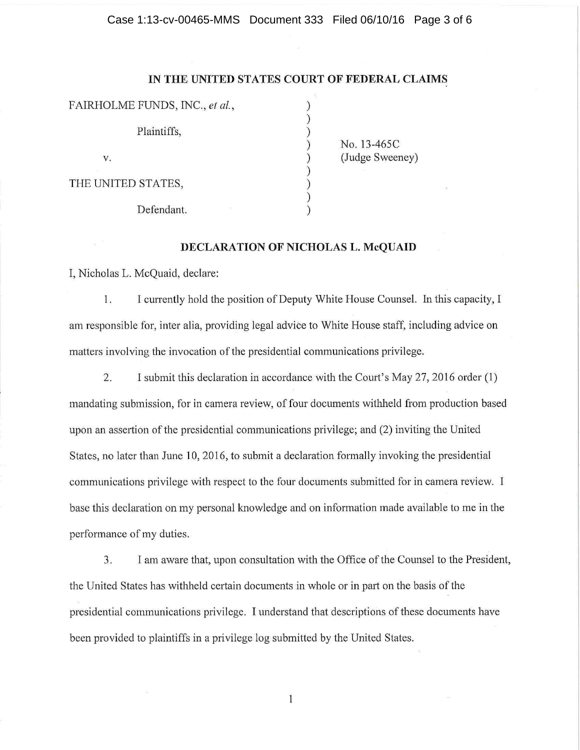**IN THE UNITED STATES COURT OF FEDERAL CLAIMS**

| | | |
|---|---|---|
| FAIRHOLME FUNDS, INC., *et al.*, | ) | |
| | ) | |
| Plaintiffs, | ) | |
| | ) | No. 13-465C |
| v. | ) | (Judge Sweeney) |
| | ) | |
| THE UNITED STATES, | ) | |
| | ) | |
| Defendant. | ) | |

**DECLARATION OF NICHOLAS L. McQUAID**

I, Nicholas L. McQuaid, declare:

1. I currently hold the position of Deputy White House Counsel. In this capacity, I am responsible for, inter alia, providing legal advice to White House staff, including advice on matters involving the invocation of the presidential communications privilege.

2. I submit this declaration in accordance with the Court's May 27, 2016 order (1) mandating submission, for in camera review, of four documents withheld from production based upon an assertion of the presidential communications privilege; and (2) inviting the United States, no later than June 10, 2016, to submit a declaration formally invoking the presidential communications privilege with respect to the four documents submitted for in camera review. I base this declaration on my personal knowledge and on information made available to me in the performance of my duties.

3. I am aware that, upon consultation with the Office of the Counsel to the President, the United States has withheld certain documents in whole or in part on the basis of the presidential communications privilege. I understand that descriptions of these documents have been provided to plaintiffs in a privilege log submitted by the United States.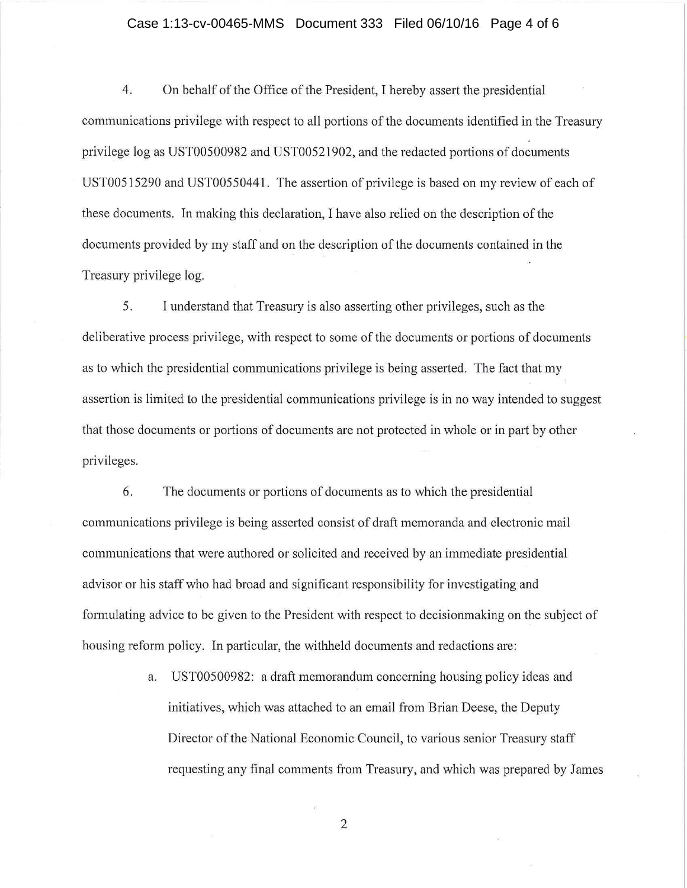4. On behalf of the Office of the President, I hereby assert the presidential communications privilege with respect to all portions of the documents identified in the Treasury privilege log as UST00500982 and UST00521902, and the redacted portions of documents UST00515290 and UST00550441. The assertion of privilege is based on my review of each of these documents. In making this declaration, I have also relied on the description of the documents provided by my staff and on the description of the documents contained in the Treasury privilege log.

5. I understand that Treasury is also asserting other privileges, such as the deliberative process privilege, with respect to some of the documents or portions of documents as to which the presidential communications privilege is being asserted. The fact that my assertion is limited to the presidential communications privilege is in no way intended to suggest that those documents or portions of documents are not protected in whole or in part by other privileges.

6. The documents or portions of documents as to which the presidential communications privilege is being asserted consist of draft memoranda and electronic mail communications that were authored or solicited and received by an immediate presidential advisor or his staff who had broad and significant responsibility for investigating and formulating advice to be given to the President with respect to decisionmaking on the subject of housing reform policy. In particular, the withheld documents and redactions are:

   a. UST00500982: a draft memorandum concerning housing policy ideas and initiatives, which was attached to an email from Brian Deese, the Deputy Director of the National Economic Council, to various senior Treasury staff requesting any final comments from Treasury, and which was prepared by James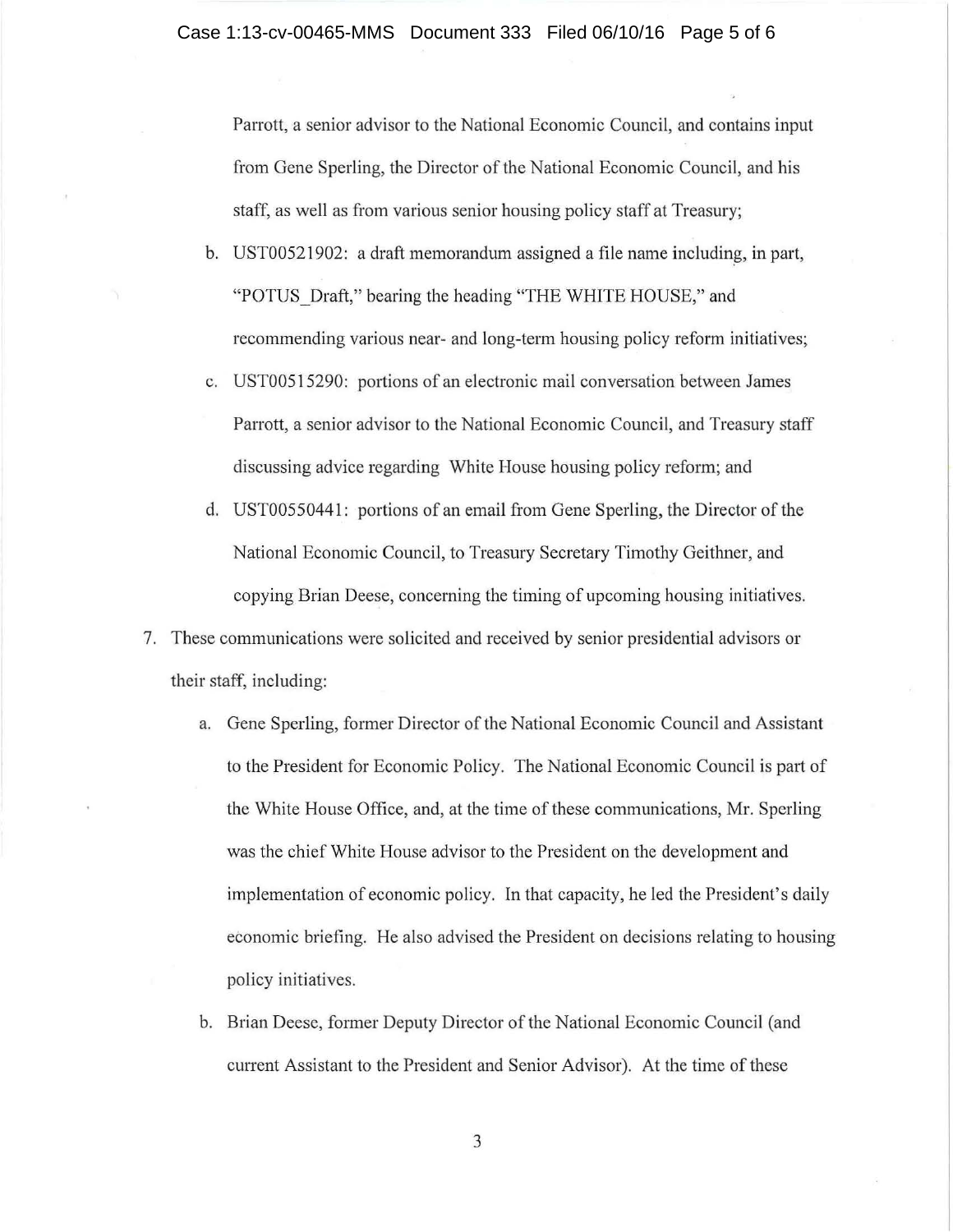Parrott, a senior advisor to the National Economic Council, and contains input from Gene Sperling, the Director of the National Economic Council, and his staff, as well as from various senior housing policy staff at Treasury;

b. UST00521902: a draft memorandum assigned a file name including, in part, "POTUS_Draft," bearing the heading "THE WHITE HOUSE," and recommending various near- and long-term housing policy reform initiatives;

c. UST00515290: portions of an electronic mail conversation between James Parrott, a senior advisor to the National Economic Council, and Treasury staff discussing advice regarding White House housing policy reform; and

d. UST00550441: portions of an email from Gene Sperling, the Director of the National Economic Council, to Treasury Secretary Timothy Geithner, and copying Brian Deese, concerning the timing of upcoming housing initiatives.

7. These communications were solicited and received by senior presidential advisors or their staff, including:

   a. Gene Sperling, former Director of the National Economic Council and Assistant to the President for Economic Policy. The National Economic Council is part of the White House Office, and, at the time of these communications, Mr. Sperling was the chief White House advisor to the President on the development and implementation of economic policy. In that capacity, he led the President's daily economic briefing. He also advised the President on decisions relating to housing policy initiatives.

   b. Brian Deese, former Deputy Director of the National Economic Council (and current Assistant to the President and Senior Advisor). At the time of these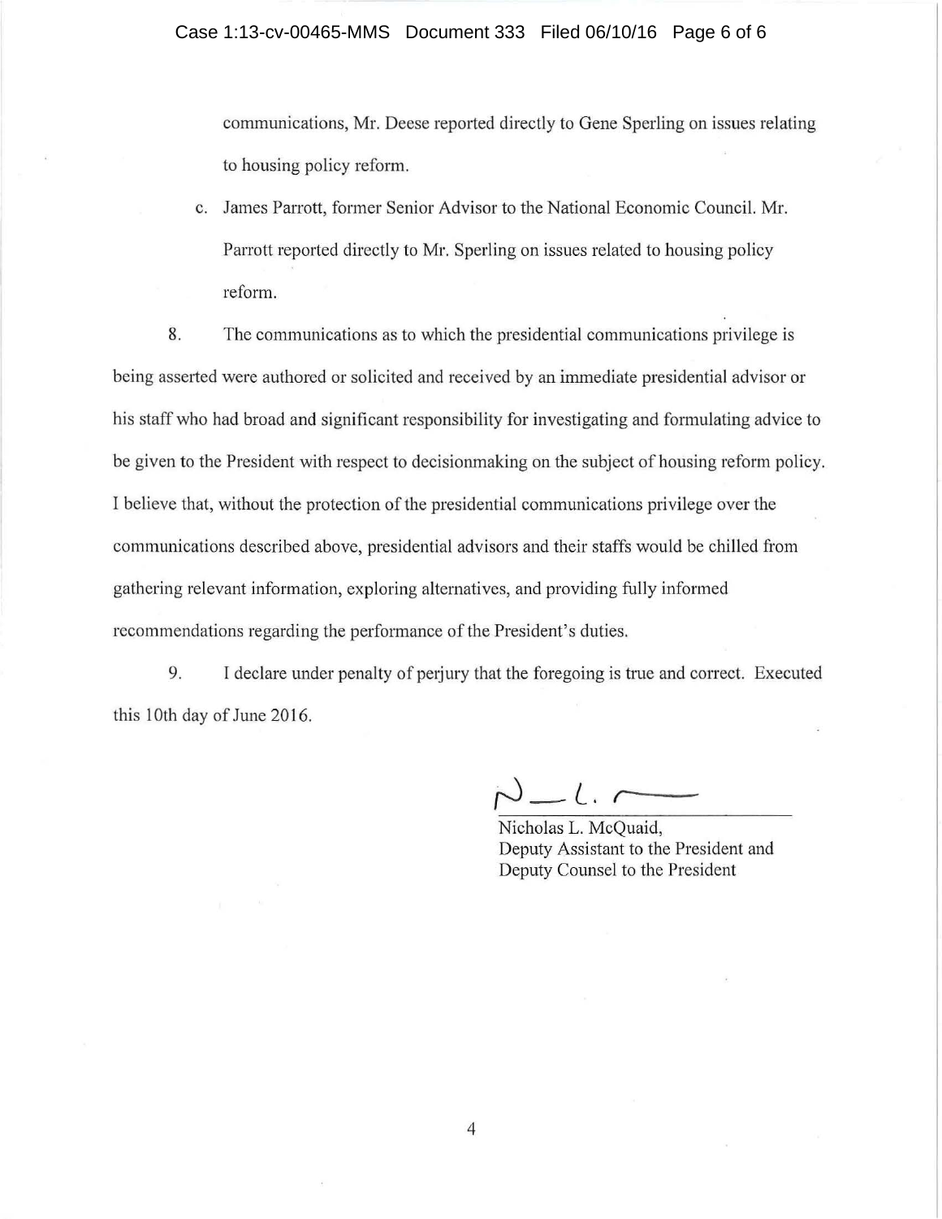communications, Mr. Deese reported directly to Gene Sperling on issues relating to housing policy reform.

c. James Parrott, former Senior Advisor to the National Economic Council. Mr. Parrott reported directly to Mr. Sperling on issues related to housing policy reform.

8. The communications as to which the presidential communications privilege is being asserted were authored or solicited and received by an immediate presidential advisor or his staff who had broad and significant responsibility for investigating and formulating advice to be given to the President with respect to decisionmaking on the subject of housing reform policy. I believe that, without the protection of the presidential communications privilege over the communications described above, presidential advisors and their staffs would be chilled from gathering relevant information, exploring alternatives, and providing fully informed recommendations regarding the performance of the President's duties.

9. I declare under penalty of perjury that the foregoing is true and correct. Executed this 10th day of June 2016.

Nicholas L. McQuaid,
Deputy Assistant to the President and
Deputy Counsel to the President